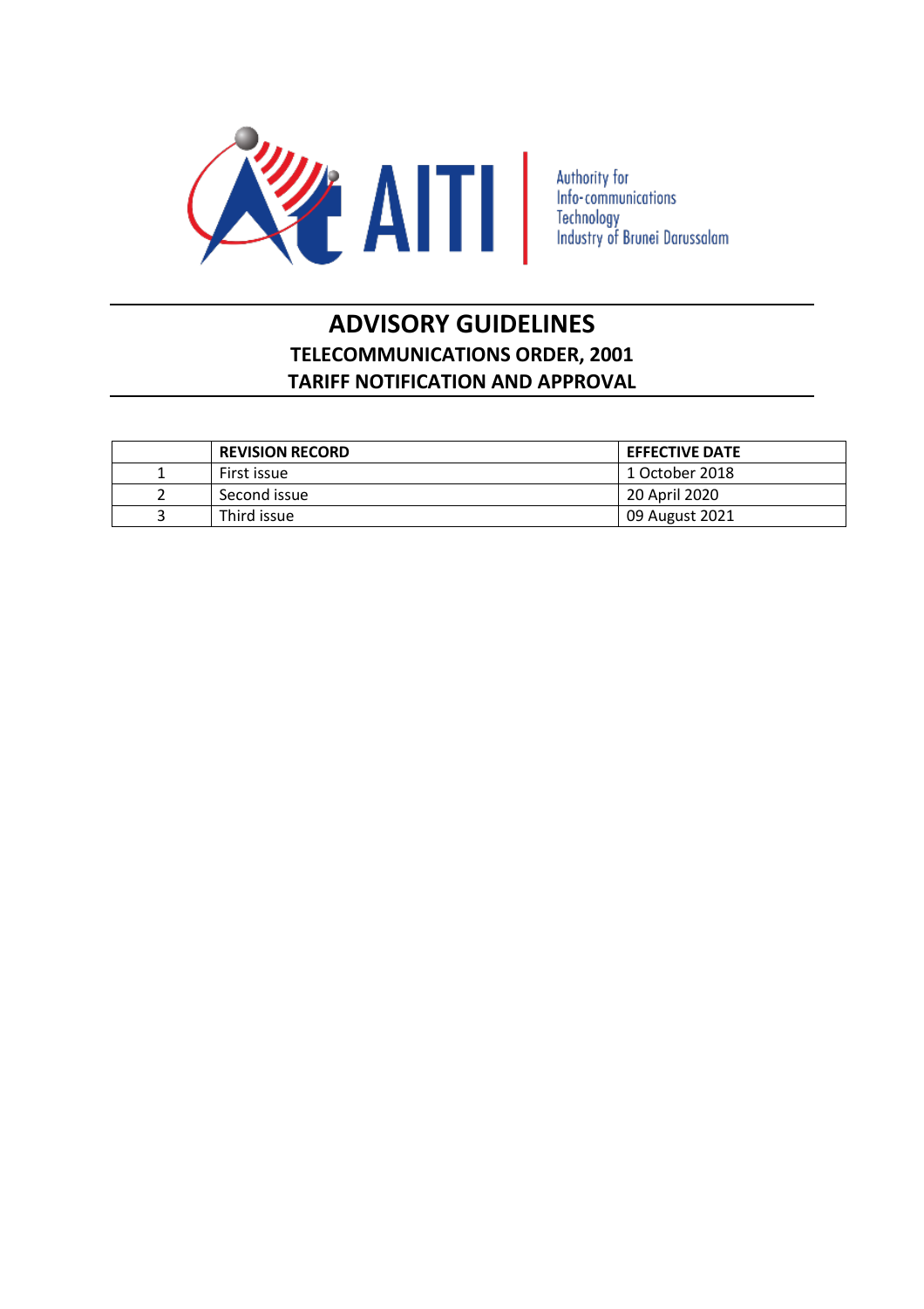AITI

Authority for Info-communications Technology Industry of Brunei Darussalam

# ADVISORY GUIDELINES

## TELECOMMUNICATIONS ORDER, 2001

## TARIFF NOTIFICATION AND APPROVAL

| | REVISION RECORD | EFFECTIVE DATE |
|---|---|---|
| 1 | First issue | 1 October 2018 |
| 2 | Second issue | 20 April 2020 |
| 3 | Third issue | 09 August 2021 |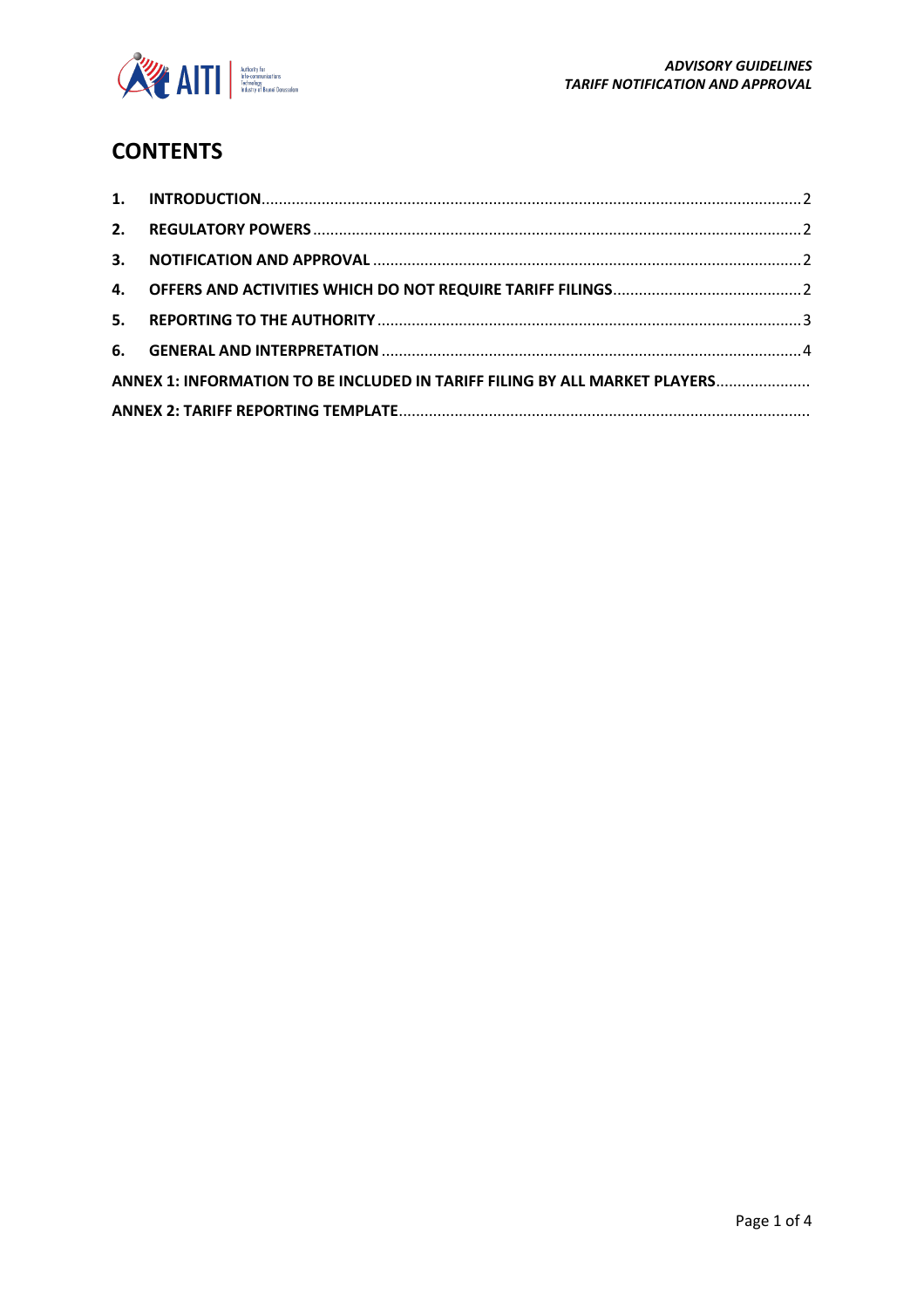# CONTENTS

| | | |
|---|---|---|
| **1.** | **INTRODUCTION** | 2 |
| **2.** | **REGULATORY POWERS** | 2 |
| **3.** | **NOTIFICATION AND APPROVAL** | 2 |
| **4.** | **OFFERS AND ACTIVITIES WHICH DO NOT REQUIRE TARIFF FILINGS** | 2 |
| **5.** | **REPORTING TO THE AUTHORITY** | 3 |
| **6.** | **GENERAL AND INTERPRETATION** | 4 |
| **ANNEX 1: INFORMATION TO BE INCLUDED IN TARIFF FILING BY ALL MARKET PLAYERS** | | |
| **ANNEX 2: TARIFF REPORTING TEMPLATE** | | |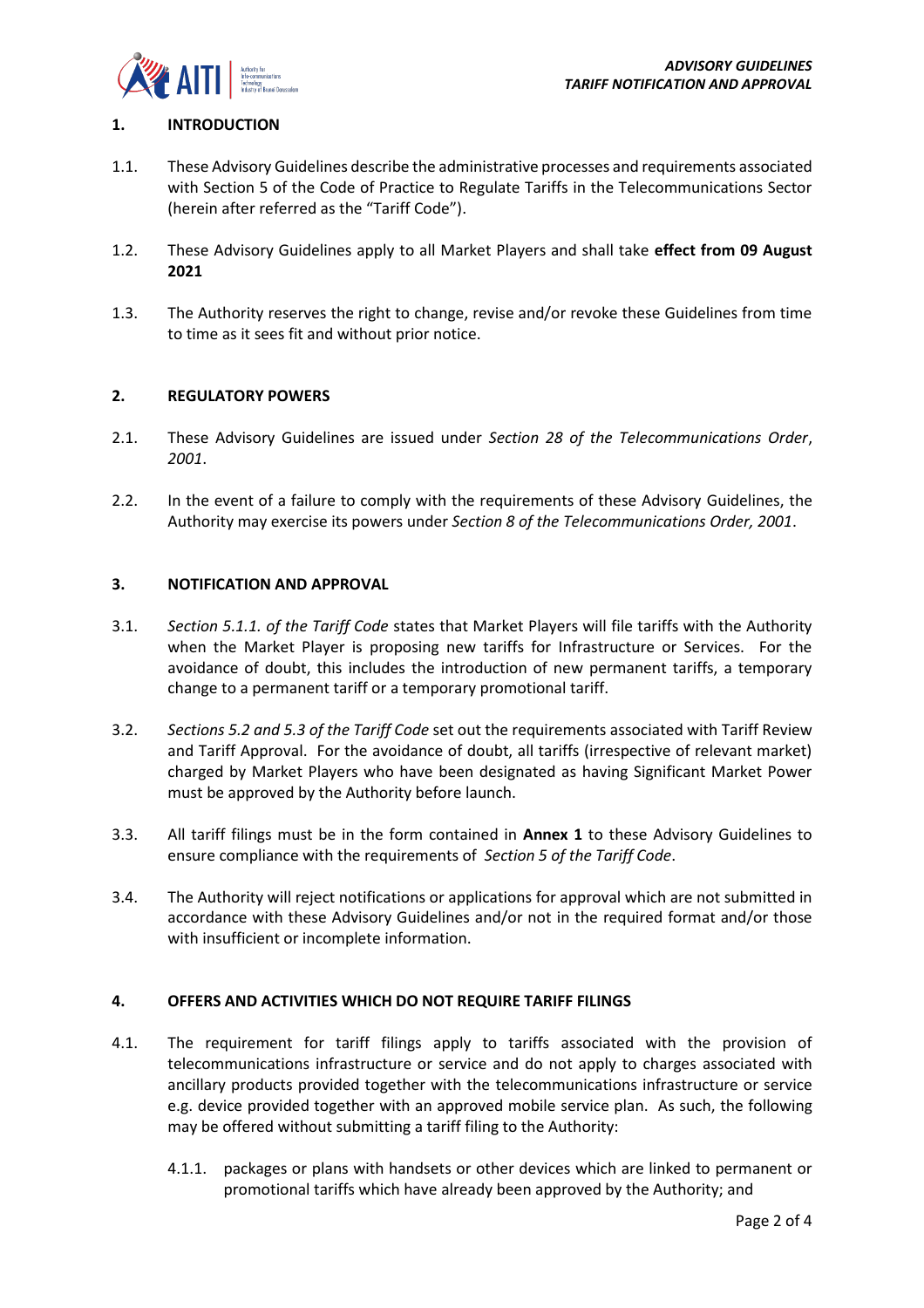## 1. INTRODUCTION

1.1. These Advisory Guidelines describe the administrative processes and requirements associated with Section 5 of the Code of Practice to Regulate Tariffs in the Telecommunications Sector (herein after referred as the "Tariff Code").

1.2. These Advisory Guidelines apply to all Market Players and shall take **effect from 09 August 2021**

1.3. The Authority reserves the right to change, revise and/or revoke these Guidelines from time to time as it sees fit and without prior notice.

## 2. REGULATORY POWERS

2.1. These Advisory Guidelines are issued under *Section 28 of the Telecommunications Order*, *2001*.

2.2. In the event of a failure to comply with the requirements of these Advisory Guidelines, the Authority may exercise its powers under *Section 8 of the Telecommunications Order, 2001*.

## 3. NOTIFICATION AND APPROVAL

3.1. *Section 5.1.1. of the Tariff Code* states that Market Players will file tariffs with the Authority when the Market Player is proposing new tariffs for Infrastructure or Services. For the avoidance of doubt, this includes the introduction of new permanent tariffs, a temporary change to a permanent tariff or a temporary promotional tariff.

3.2. *Sections 5.2 and 5.3 of the Tariff Code* set out the requirements associated with Tariff Review and Tariff Approval. For the avoidance of doubt, all tariffs (irrespective of relevant market) charged by Market Players who have been designated as having Significant Market Power must be approved by the Authority before launch.

3.3. All tariff filings must be in the form contained in **Annex 1** to these Advisory Guidelines to ensure compliance with the requirements of *Section 5 of the Tariff Code*.

3.4. The Authority will reject notifications or applications for approval which are not submitted in accordance with these Advisory Guidelines and/or not in the required format and/or those with insufficient or incomplete information.

## 4. OFFERS AND ACTIVITIES WHICH DO NOT REQUIRE TARIFF FILINGS

4.1. The requirement for tariff filings apply to tariffs associated with the provision of telecommunications infrastructure or service and do not apply to charges associated with ancillary products provided together with the telecommunications infrastructure or service e.g. device provided together with an approved mobile service plan. As such, the following may be offered without submitting a tariff filing to the Authority:

4.1.1. packages or plans with handsets or other devices which are linked to permanent or promotional tariffs which have already been approved by the Authority; and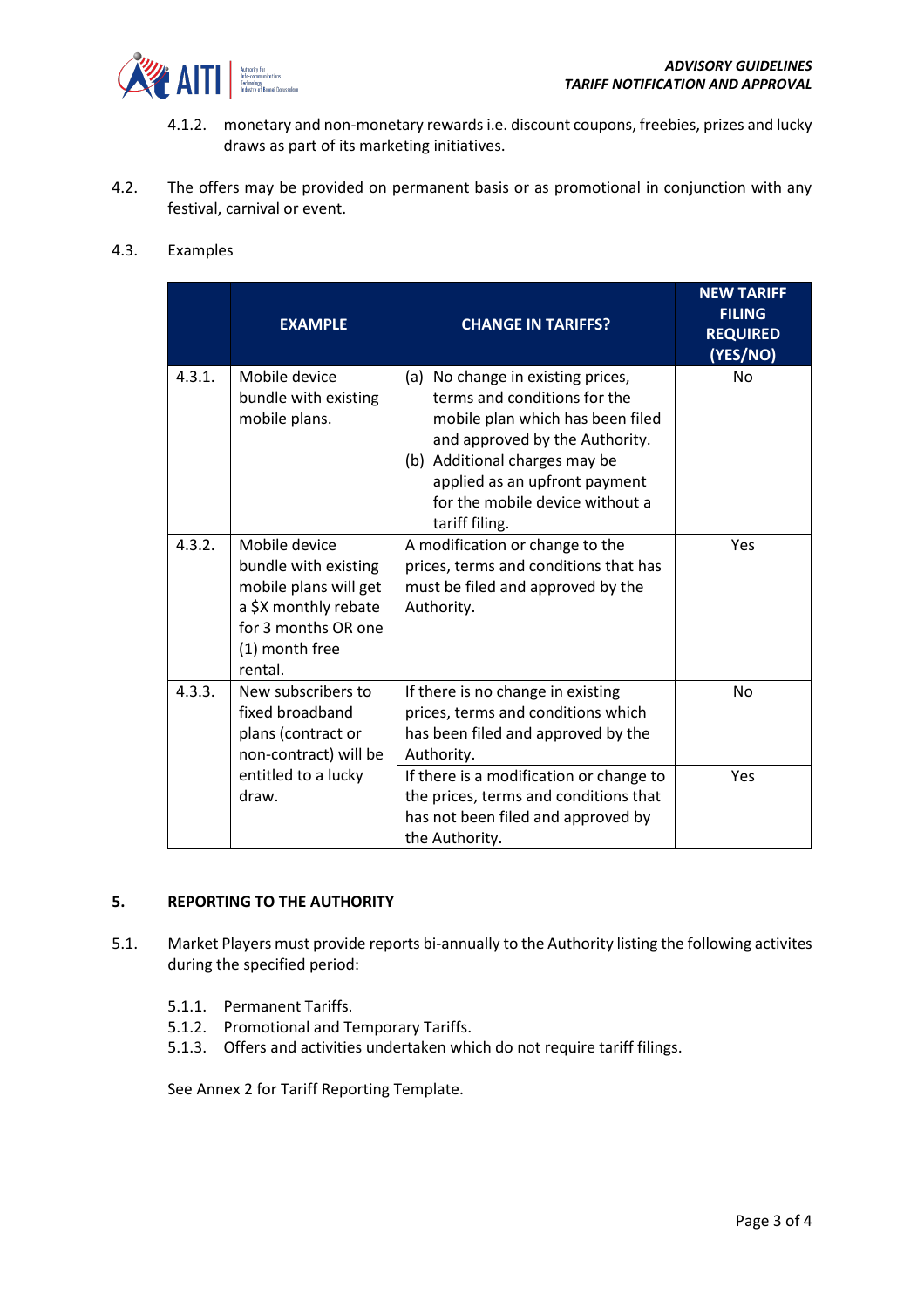4.1.2. monetary and non-monetary rewards i.e. discount coupons, freebies, prizes and lucky draws as part of its marketing initiatives.

4.2. The offers may be provided on permanent basis or as promotional in conjunction with any festival, carnival or event.

4.3. Examples

| | EXAMPLE | CHANGE IN TARIFFS? | NEW TARIFF FILING REQUIRED (YES/NO) |
|---|---|---|---|
| 4.3.1. | Mobile device bundle with existing mobile plans. | (a) No change in existing prices, terms and conditions for the mobile plan which has been filed and approved by the Authority.<br>(b) Additional charges may be applied as an upfront payment for the mobile device without a tariff filing. | No |
| 4.3.2. | Mobile device bundle with existing mobile plans will get a $X monthly rebate for 3 months OR one (1) month free rental. | A modification or change to the prices, terms and conditions that has must be filed and approved by the Authority. | Yes |
| 4.3.3. | New subscribers to fixed broadband plans (contract or non-contract) will be entitled to a lucky draw. | If there is no change in existing prices, terms and conditions which has been filed and approved by the Authority. | No |
| | | If there is a modification or change to the prices, terms and conditions that has not been filed and approved by the Authority. | Yes |

## 5. REPORTING TO THE AUTHORITY

5.1. Market Players must provide reports bi-annually to the Authority listing the following activites during the specified period:

5.1.1. Permanent Tariffs.
5.1.2. Promotional and Temporary Tariffs.
5.1.3. Offers and activities undertaken which do not require tariff filings.

See Annex 2 for Tariff Reporting Template.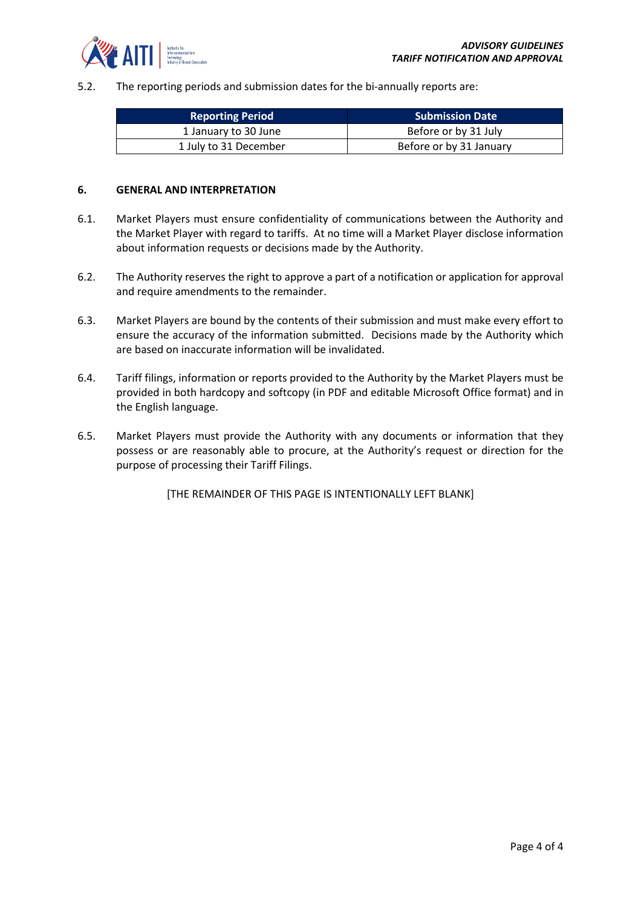5.2. The reporting periods and submission dates for the bi-annually reports are:

| Reporting Period | Submission Date |
| --- | --- |
| 1 January to 30 June | Before or by 31 July |
| 1 July to 31 December | Before or by 31 January |

## 6. GENERAL AND INTERPRETATION

6.1. Market Players must ensure confidentiality of communications between the Authority and the Market Player with regard to tariffs. At no time will a Market Player disclose information about information requests or decisions made by the Authority.

6.2. The Authority reserves the right to approve a part of a notification or application for approval and require amendments to the remainder.

6.3. Market Players are bound by the contents of their submission and must make every effort to ensure the accuracy of the information submitted. Decisions made by the Authority which are based on inaccurate information will be invalidated.

6.4. Tariff filings, information or reports provided to the Authority by the Market Players must be provided in both hardcopy and softcopy (in PDF and editable Microsoft Office format) and in the English language.

6.5. Market Players must provide the Authority with any documents or information that they possess or are reasonably able to procure, at the Authority's request or direction for the purpose of processing their Tariff Filings.

[THE REMAINDER OF THIS PAGE IS INTENTIONALLY LEFT BLANK]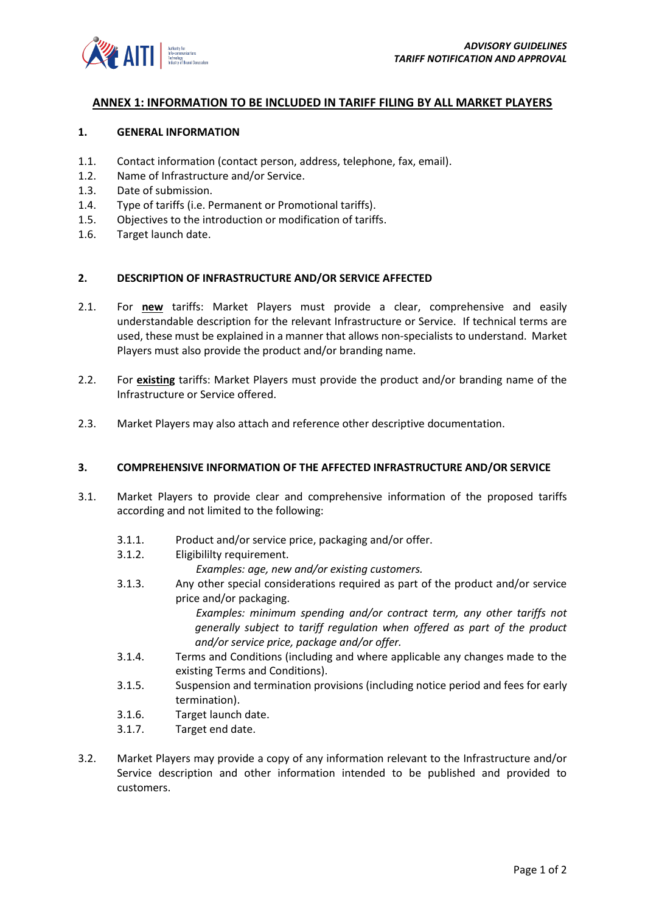## ANNEX 1: INFORMATION TO BE INCLUDED IN TARIFF FILING BY ALL MARKET PLAYERS

### 1. GENERAL INFORMATION

1.1. Contact information (contact person, address, telephone, fax, email).
1.2. Name of Infrastructure and/or Service.
1.3. Date of submission.
1.4. Type of tariffs (i.e. Permanent or Promotional tariffs).
1.5. Objectives to the introduction or modification of tariffs.
1.6. Target launch date.

### 2. DESCRIPTION OF INFRASTRUCTURE AND/OR SERVICE AFFECTED

2.1. For **new** tariffs: Market Players must provide a clear, comprehensive and easily understandable description for the relevant Infrastructure or Service. If technical terms are used, these must be explained in a manner that allows non-specialists to understand. Market Players must also provide the product and/or branding name.

2.2. For **existing** tariffs: Market Players must provide the product and/or branding name of the Infrastructure or Service offered.

2.3. Market Players may also attach and reference other descriptive documentation.

### 3. COMPREHENSIVE INFORMATION OF THE AFFECTED INFRASTRUCTURE AND/OR SERVICE

3.1. Market Players to provide clear and comprehensive information of the proposed tariffs according and not limited to the following:

3.1.1. Product and/or service price, packaging and/or offer.

3.1.2. Eligibililty requirement.
*Examples: age, new and/or existing customers.*

3.1.3. Any other special considerations required as part of the product and/or service price and/or packaging.
*Examples: minimum spending and/or contract term, any other tariffs not generally subject to tariff regulation when offered as part of the product and/or service price, package and/or offer.*

3.1.4. Terms and Conditions (including and where applicable any changes made to the existing Terms and Conditions).

3.1.5. Suspension and termination provisions (including notice period and fees for early termination).

3.1.6. Target launch date.

3.1.7. Target end date.

3.2. Market Players may provide a copy of any information relevant to the Infrastructure and/or Service description and other information intended to be published and provided to customers.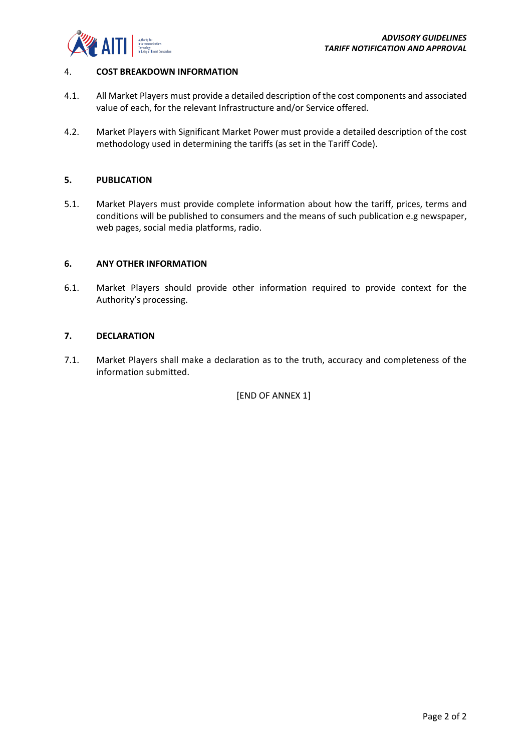## 4. COST BREAKDOWN INFORMATION

4.1. All Market Players must provide a detailed description of the cost components and associated value of each, for the relevant Infrastructure and/or Service offered.

4.2. Market Players with Significant Market Power must provide a detailed description of the cost methodology used in determining the tariffs (as set in the Tariff Code).

## 5. PUBLICATION

5.1. Market Players must provide complete information about how the tariff, prices, terms and conditions will be published to consumers and the means of such publication e.g newspaper, web pages, social media platforms, radio.

## 6. ANY OTHER INFORMATION

6.1. Market Players should provide other information required to provide context for the Authority's processing.

## 7. DECLARATION

7.1. Market Players shall make a declaration as to the truth, accuracy and completeness of the information submitted.

[END OF ANNEX 1]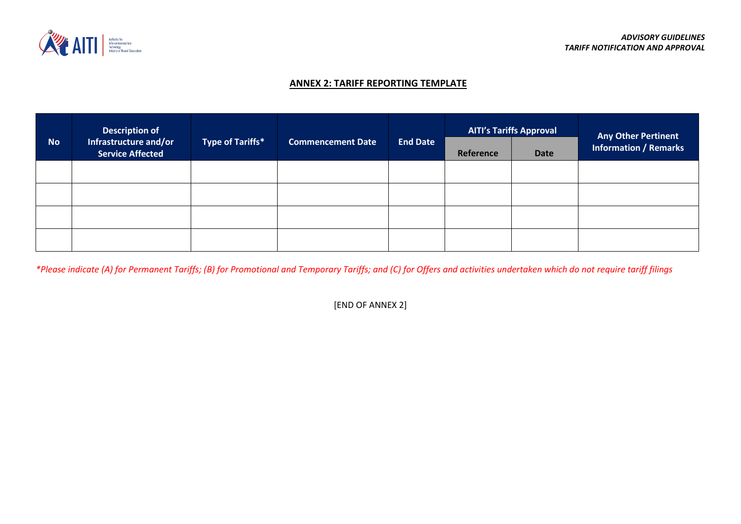## ANNEX 2: TARIFF REPORTING TEMPLATE

| No | Description of Infrastructure and/or Service Affected | Type of Tariffs* | Commencement Date | End Date | AITI's Tariffs Approval | | Any Other Pertinent Information / Remarks |
|---|---|---|---|---|---|---|---|
| | | | | | Reference | Date | |
| | | | | | | | |
| | | | | | | | |
| | | | | | | | |
| | | | | | | | |

*\*Please indicate (A) for Permanent Tariffs; (B) for Promotional and Temporary Tariffs; and (C) for Offers and activities undertaken which do not require tariff filings*

[END OF ANNEX 2]